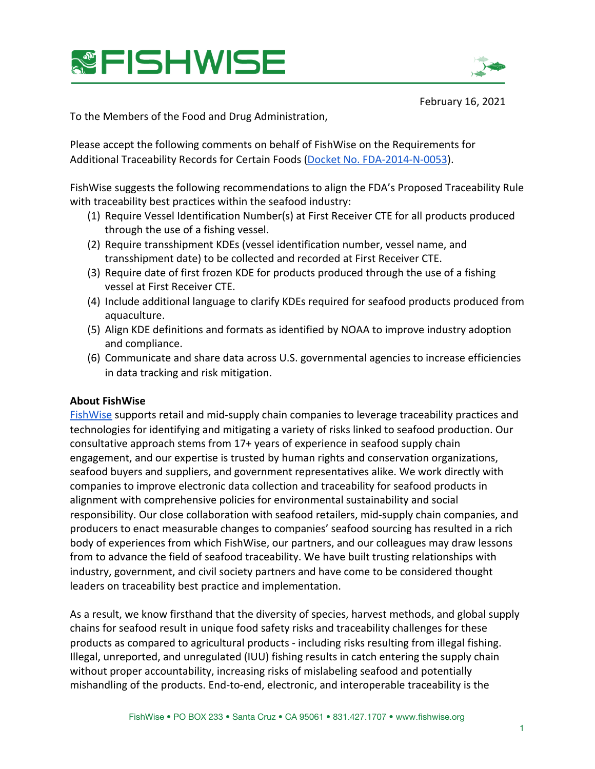# FISHWISE

February 16, 2021

To the Members of the Food and Drug Administration,

Please accept the following comments on behalf of FishWise on the Requirements for Additional Traceability Records for Certain Foods ([Docket No. FDA-2014-N-0053](#)).

FishWise suggests the following recommendations to align the FDA's Proposed Traceability Rule with traceability best practices within the seafood industry:

1. Require Vessel Identification Number(s) at First Receiver CTE for all products produced through the use of a fishing vessel.
2. Require transshipment KDEs (vessel identification number, vessel name, and transshipment date) to be collected and recorded at First Receiver CTE.
3. Require date of first frozen KDE for products produced through the use of a fishing vessel at First Receiver CTE.
4. Include additional language to clarify KDEs required for seafood products produced from aquaculture.
5. Align KDE definitions and formats as identified by NOAA to improve industry adoption and compliance.
6. Communicate and share data across U.S. governmental agencies to increase efficiencies in data tracking and risk mitigation.

**About FishWise**

[FishWise](#) supports retail and mid-supply chain companies to leverage traceability practices and technologies for identifying and mitigating a variety of risks linked to seafood production. Our consultative approach stems from 17+ years of experience in seafood supply chain engagement, and our expertise is trusted by human rights and conservation organizations, seafood buyers and suppliers, and government representatives alike. We work directly with companies to improve electronic data collection and traceability for seafood products in alignment with comprehensive policies for environmental sustainability and social responsibility. Our close collaboration with seafood retailers, mid-supply chain companies, and producers to enact measurable changes to companies' seafood sourcing has resulted in a rich body of experiences from which FishWise, our partners, and our colleagues may draw lessons from to advance the field of seafood traceability. We have built trusting relationships with industry, government, and civil society partners and have come to be considered thought leaders on traceability best practice and implementation.

As a result, we know firsthand that the diversity of species, harvest methods, and global supply chains for seafood result in unique food safety risks and traceability challenges for these products as compared to agricultural products - including risks resulting from illegal fishing. Illegal, unreported, and unregulated (IUU) fishing results in catch entering the supply chain without proper accountability, increasing risks of mislabeling seafood and potentially mishandling of the products. End-to-end, electronic, and interoperable traceability is the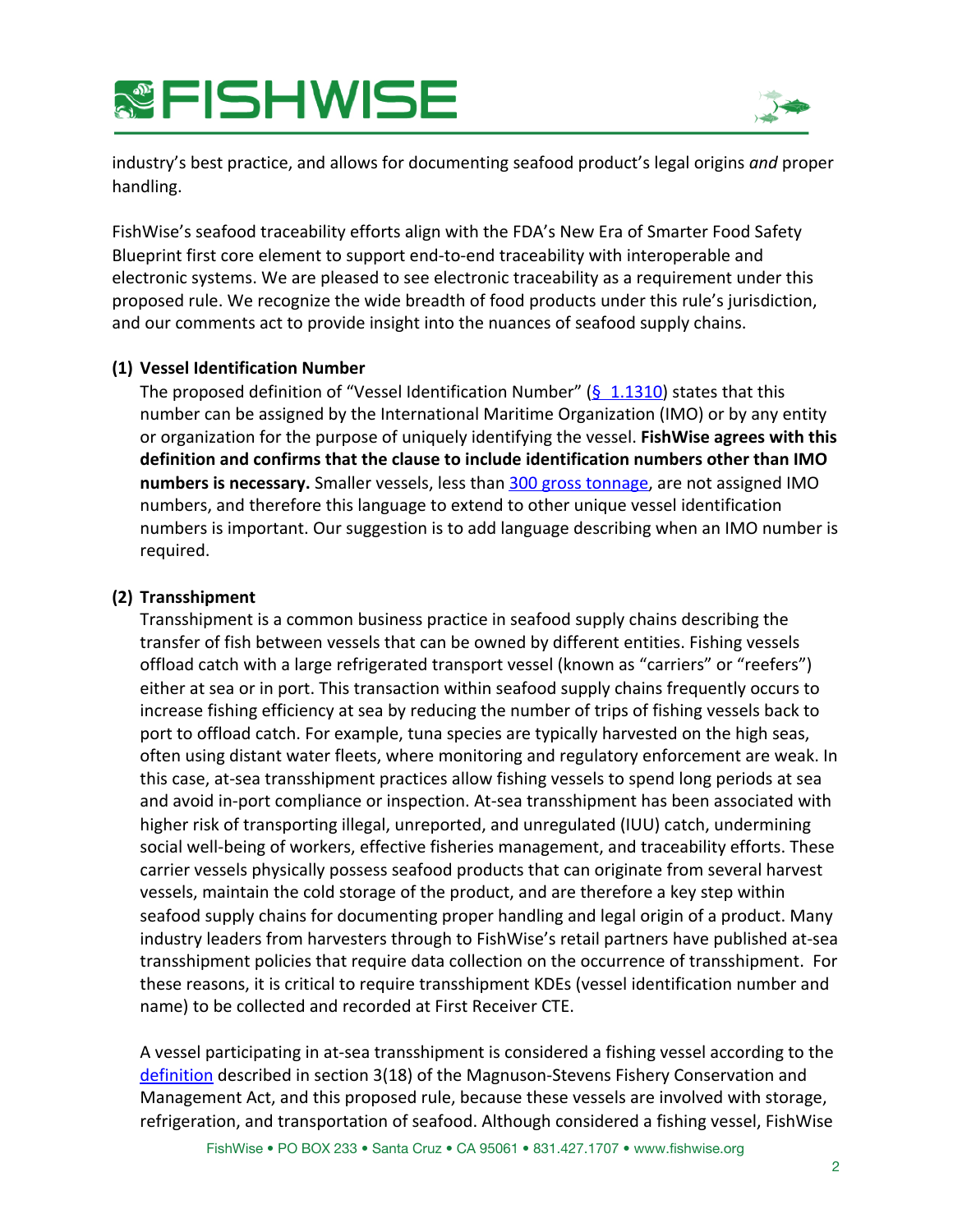industry's best practice, and allows for documenting seafood product's legal origins *and* proper handling.

FishWise's seafood traceability efforts align with the FDA's New Era of Smarter Food Safety Blueprint first core element to support end-to-end traceability with interoperable and electronic systems. We are pleased to see electronic traceability as a requirement under this proposed rule. We recognize the wide breadth of food products under this rule's jurisdiction, and our comments act to provide insight into the nuances of seafood supply chains.

**(1) Vessel Identification Number**

The proposed definition of "Vessel Identification Number" (§ 1.1310) states that this number can be assigned by the International Maritime Organization (IMO) or by any entity or organization for the purpose of uniquely identifying the vessel. **FishWise agrees with this definition and confirms that the clause to include identification numbers other than IMO numbers is necessary.** Smaller vessels, less than 300 gross tonnage, are not assigned IMO numbers, and therefore this language to extend to other unique vessel identification numbers is important. Our suggestion is to add language describing when an IMO number is required.

**(2) Transshipment**

Transshipment is a common business practice in seafood supply chains describing the transfer of fish between vessels that can be owned by different entities. Fishing vessels offload catch with a large refrigerated transport vessel (known as "carriers" or "reefers") either at sea or in port. This transaction within seafood supply chains frequently occurs to increase fishing efficiency at sea by reducing the number of trips of fishing vessels back to port to offload catch. For example, tuna species are typically harvested on the high seas, often using distant water fleets, where monitoring and regulatory enforcement are weak. In this case, at-sea transshipment practices allow fishing vessels to spend long periods at sea and avoid in-port compliance or inspection. At-sea transshipment has been associated with higher risk of transporting illegal, unreported, and unregulated (IUU) catch, undermining social well-being of workers, effective fisheries management, and traceability efforts. These carrier vessels physically possess seafood products that can originate from several harvest vessels, maintain the cold storage of the product, and are therefore a key step within seafood supply chains for documenting proper handling and legal origin of a product. Many industry leaders from harvesters through to FishWise's retail partners have published at-sea transshipment policies that require data collection on the occurrence of transshipment. For these reasons, it is critical to require transshipment KDEs (vessel identification number and name) to be collected and recorded at First Receiver CTE.

A vessel participating in at-sea transshipment is considered a fishing vessel according to the definition described in section 3(18) of the Magnuson-Stevens Fishery Conservation and Management Act, and this proposed rule, because these vessels are involved with storage, refrigeration, and transportation of seafood. Although considered a fishing vessel, FishWise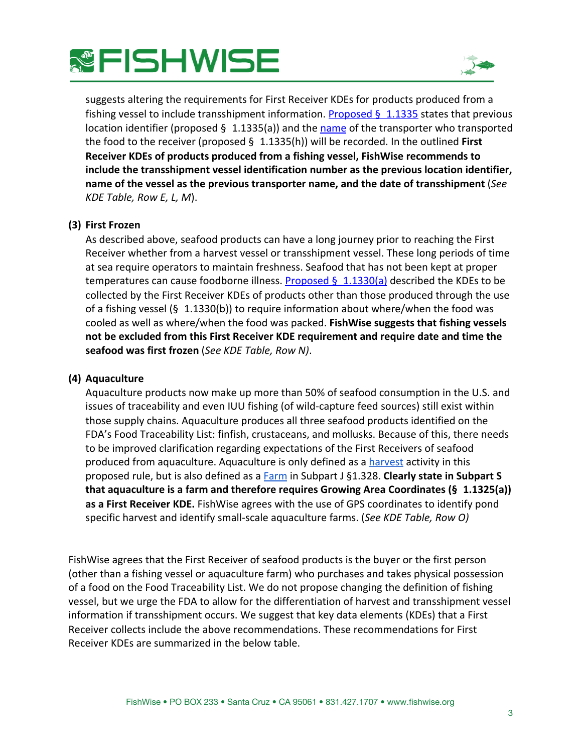suggests altering the requirements for First Receiver KDEs for products produced from a fishing vessel to include transshipment information. Proposed § 1.1335 states that previous location identifier (proposed § 1.1335(a)) and the name of the transporter who transported the food to the receiver (proposed § 1.1335(h)) will be recorded. In the outlined **First Receiver KDEs of products produced from a fishing vessel, FishWise recommends to include the transshipment vessel identification number as the previous location identifier, name of the vessel as the previous transporter name, and the date of transshipment** (*See KDE Table, Row E, L, M*).

**(3) First Frozen**

As described above, seafood products can have a long journey prior to reaching the First Receiver whether from a harvest vessel or transshipment vessel. These long periods of time at sea require operators to maintain freshness. Seafood that has not been kept at proper temperatures can cause foodborne illness. Proposed § 1.1330(a) described the KDEs to be collected by the First Receiver KDEs of products other than those produced through the use of a fishing vessel (§ 1.1330(b)) to require information about where/when the food was cooled as well as where/when the food was packed. **FishWise suggests that fishing vessels not be excluded from this First Receiver KDE requirement and require date and time the seafood was first frozen** (*See KDE Table, Row N)*.

**(4) Aquaculture**

Aquaculture products now make up more than 50% of seafood consumption in the U.S. and issues of traceability and even IUU fishing (of wild-capture feed sources) still exist within those supply chains. Aquaculture produces all three seafood products identified on the FDA's Food Traceability List: finfish, crustaceans, and mollusks. Because of this, there needs to be improved clarification regarding expectations of the First Receivers of seafood produced from aquaculture. Aquaculture is only defined as a harvest activity in this proposed rule, but is also defined as a Farm in Subpart J §1.328. **Clearly state in Subpart S that aquaculture is a farm and therefore requires Growing Area Coordinates (§ 1.1325(a)) as a First Receiver KDE.** FishWise agrees with the use of GPS coordinates to identify pond specific harvest and identify small-scale aquaculture farms. (*See KDE Table, Row O)*

FishWise agrees that the First Receiver of seafood products is the buyer or the first person (other than a fishing vessel or aquaculture farm) who purchases and takes physical possession of a food on the Food Traceability List. We do not propose changing the definition of fishing vessel, but we urge the FDA to allow for the differentiation of harvest and transshipment vessel information if transshipment occurs. We suggest that key data elements (KDEs) that a First Receiver collects include the above recommendations. These recommendations for First Receiver KDEs are summarized in the below table.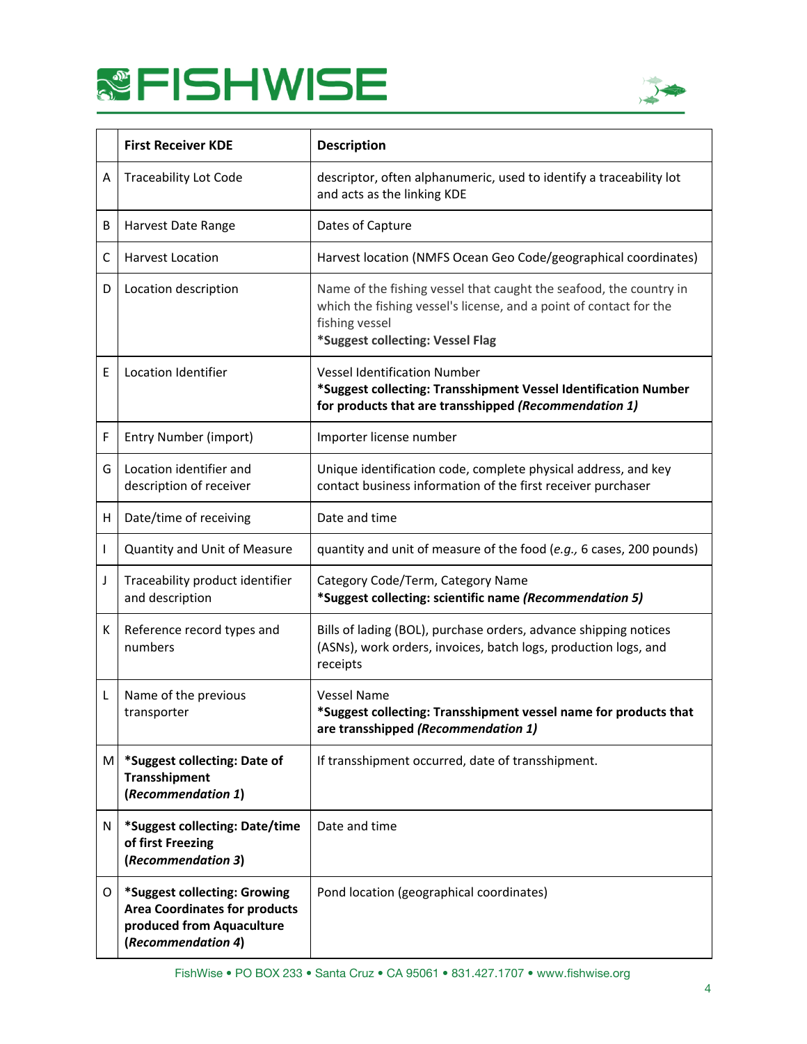| | First Receiver KDE | Description |
|---|---|---|
| A | Traceability Lot Code | descriptor, often alphanumeric, used to identify a traceability lot and acts as the linking KDE |
| B | Harvest Date Range | Dates of Capture |
| C | Harvest Location | Harvest location (NMFS Ocean Geo Code/geographical coordinates) |
| D | Location description | Name of the fishing vessel that caught the seafood, the country in which the fishing vessel's license, and a point of contact for the fishing vessel<br>**\*Suggest collecting: Vessel Flag** |
| E | Location Identifier | Vessel Identification Number<br>**\*Suggest collecting: Transshipment Vessel Identification Number for products that are transshipped *(Recommendation 1)*** |
| F | Entry Number (import) | Importer license number |
| G | Location identifier and description of receiver | Unique identification code, complete physical address, and key contact business information of the first receiver purchaser |
| H | Date/time of receiving | Date and time |
| I | Quantity and Unit of Measure | quantity and unit of measure of the food (*e.g.,* 6 cases, 200 pounds) |
| J | Traceability product identifier and description | Category Code/Term, Category Name<br>**\*Suggest collecting: scientific name *(Recommendation 5)*** |
| K | Reference record types and numbers | Bills of lading (BOL), purchase orders, advance shipping notices (ASNs), work orders, invoices, batch logs, production logs, and receipts |
| L | Name of the previous transporter | Vessel Name<br>**\*Suggest collecting: Transshipment vessel name for products that are transshipped *(Recommendation 1)*** |
| M | **\*Suggest collecting: Date of Transshipment (*Recommendation 1*)** | If transshipment occurred, date of transshipment. |
| N | **\*Suggest collecting: Date/time of first Freezing (*Recommendation 3*)** | Date and time |
| O | **\*Suggest collecting: Growing Area Coordinates for products produced from Aquaculture (*Recommendation 4*)** | Pond location (geographical coordinates) |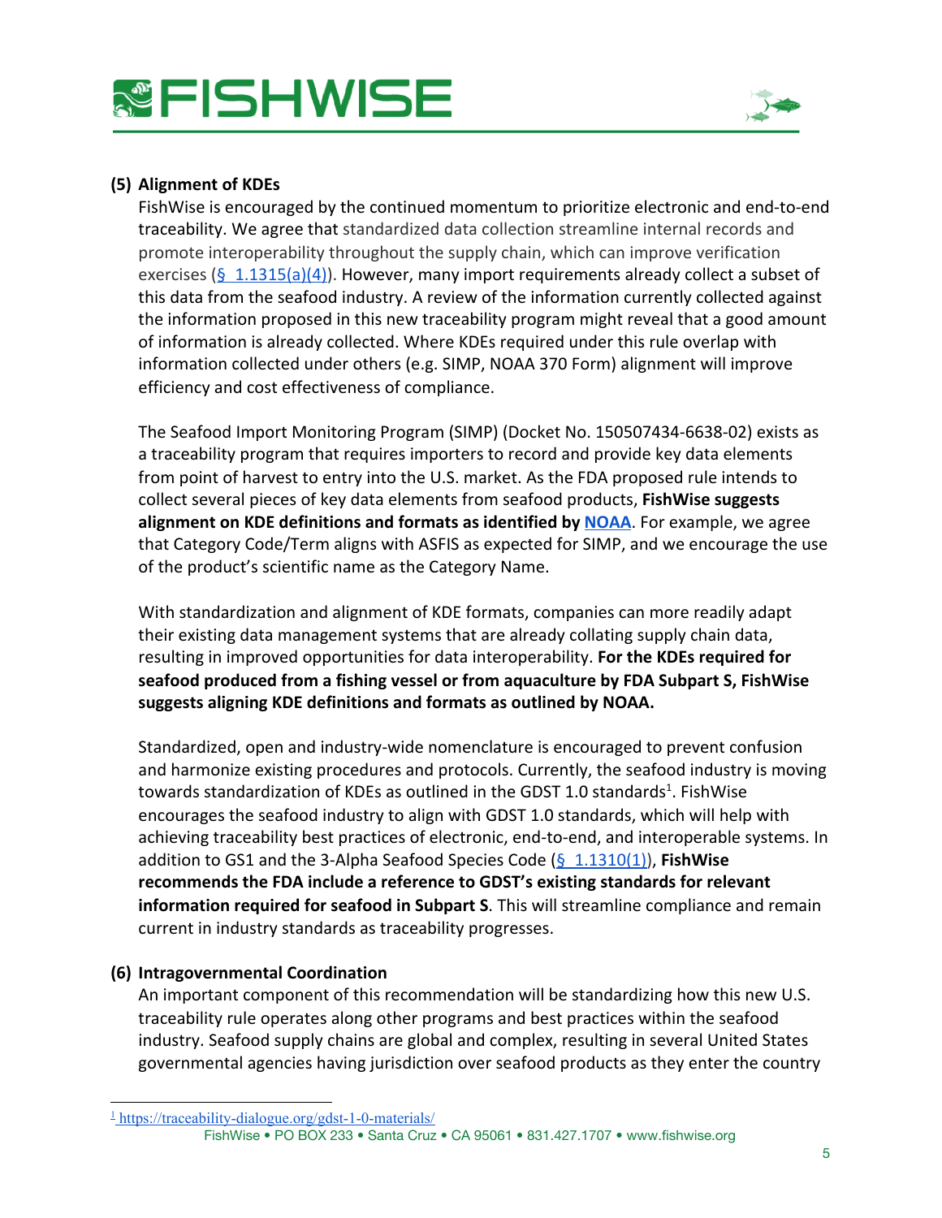**(5) Alignment of KDEs**

FishWise is encouraged by the continued momentum to prioritize electronic and end-to-end traceability. We agree that standardized data collection streamline internal records and promote interoperability throughout the supply chain, which can improve verification exercises ([§ 1.1315(a)(4)]). However, many import requirements already collect a subset of this data from the seafood industry. A review of the information currently collected against the information proposed in this new traceability program might reveal that a good amount of information is already collected. Where KDEs required under this rule overlap with information collected under others (e.g. SIMP, NOAA 370 Form) alignment will improve efficiency and cost effectiveness of compliance.

The Seafood Import Monitoring Program (SIMP) (Docket No. 150507434-6638-02) exists as a traceability program that requires importers to record and provide key data elements from point of harvest to entry into the U.S. market. As the FDA proposed rule intends to collect several pieces of key data elements from seafood products, **FishWise suggests alignment on KDE definitions and formats as identified by NOAA**. For example, we agree that Category Code/Term aligns with ASFIS as expected for SIMP, and we encourage the use of the product's scientific name as the Category Name.

With standardization and alignment of KDE formats, companies can more readily adapt their existing data management systems that are already collating supply chain data, resulting in improved opportunities for data interoperability. **For the KDEs required for seafood produced from a fishing vessel or from aquaculture by FDA Subpart S, FishWise suggests aligning KDE definitions and formats as outlined by NOAA.**

Standardized, open and industry-wide nomenclature is encouraged to prevent confusion and harmonize existing procedures and protocols. Currently, the seafood industry is moving towards standardization of KDEs as outlined in the GDST 1.0 standards[1]. FishWise encourages the seafood industry to align with GDST 1.0 standards, which will help with achieving traceability best practices of electronic, end-to-end, and interoperable systems. In addition to GS1 and the 3-Alpha Seafood Species Code ([§ 1.1310(1)]), **FishWise recommends the FDA include a reference to GDST's existing standards for relevant information required for seafood in Subpart S**. This will streamline compliance and remain current in industry standards as traceability progresses.

**(6) Intragovernmental Coordination**

An important component of this recommendation will be standardizing how this new U.S. traceability rule operates along other programs and best practices within the seafood industry. Seafood supply chains are global and complex, resulting in several United States governmental agencies having jurisdiction over seafood products as they enter the country

[1] https://traceability-dialogue.org/gdst-1-0-materials/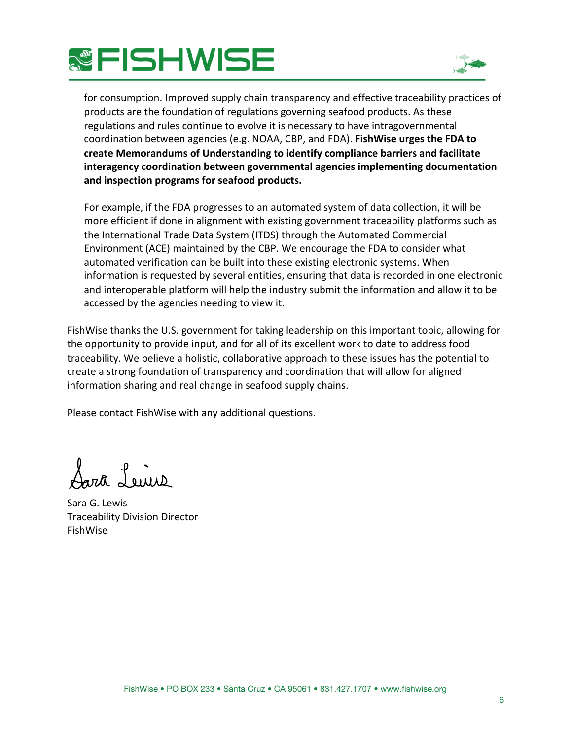for consumption. Improved supply chain transparency and effective traceability practices of products are the foundation of regulations governing seafood products. As these regulations and rules continue to evolve it is necessary to have intragovernmental coordination between agencies (e.g. NOAA, CBP, and FDA). **FishWise urges the FDA to create Memorandums of Understanding to identify compliance barriers and facilitate interagency coordination between governmental agencies implementing documentation and inspection programs for seafood products.**

For example, if the FDA progresses to an automated system of data collection, it will be more efficient if done in alignment with existing government traceability platforms such as the International Trade Data System (ITDS) through the Automated Commercial Environment (ACE) maintained by the CBP. We encourage the FDA to consider what automated verification can be built into these existing electronic systems. When information is requested by several entities, ensuring that data is recorded in one electronic and interoperable platform will help the industry submit the information and allow it to be accessed by the agencies needing to view it.

FishWise thanks the U.S. government for taking leadership on this important topic, allowing for the opportunity to provide input, and for all of its excellent work to date to address food traceability. We believe a holistic, collaborative approach to these issues has the potential to create a strong foundation of transparency and coordination that will allow for aligned information sharing and real change in seafood supply chains.

Please contact FishWise with any additional questions.

Sara Lewis

Sara G. Lewis
Traceability Division Director
FishWise